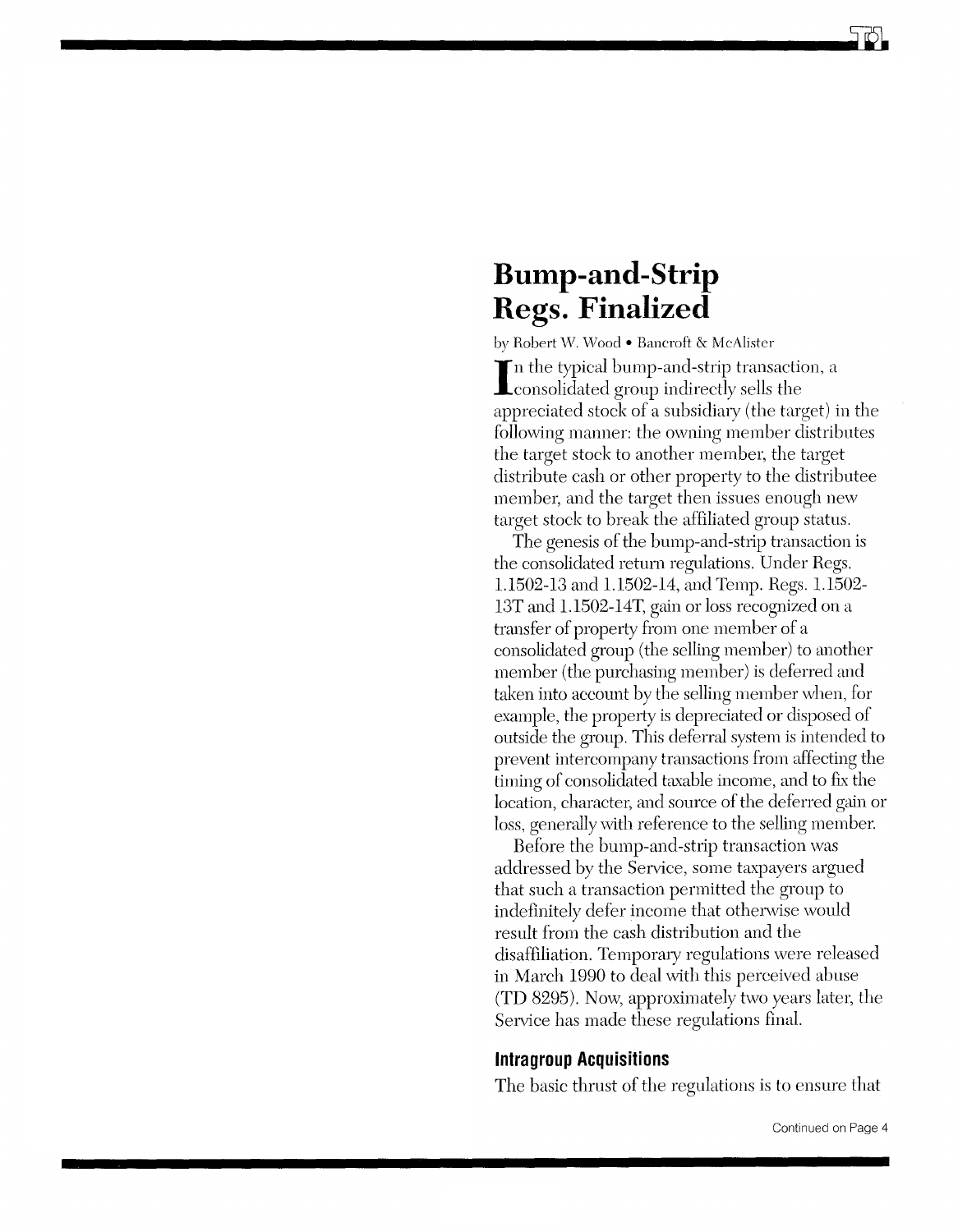# Bump-and-Strip Regs. Finalized

by Robert W. Wood • Bancroft & McAlister

In the typical bump-and-strip transaction, a consolidated group indirectly sells the appreciated stock of a subsidiary (the target) in the following manner: the owning member distributes the target stock to another member, the target distribute cash or other property to the distributee member, and the target then issues enough new target stock to break the affiliated group status.

The genesis of the bump-and-strip transaction is the consolidated return regulations. Under Regs. 1.1502-13 and 1.1502-14, and Temp. Regs. 1.1502-13T and 1.1502-14T, gain or loss recognized on a transfer of property from one member of a consolidated group (the selling member) to another member (the purchasing member) is deferred and taken into account by the selling member when, for example, the property is depreciated or disposed of outside the group. This deferral system is intended to prevent intercompany transactions from affecting the timing of consolidated taxable income, and to fix the location, character, and source of the deferred gain or loss, generally with reference to the selling member.

Before the bump-and-strip transaction was addressed by the Service, some taxpayers argued that such a transaction permitted the group to indefinitely defer income that otherwise would result from the cash distribution and the disaffiliation. Temporary regulations were released in March 1990 to deal with this perceived abuse (TD 8295). Now, approximately two years later, the Service has made these regulations final.

## Intragroup Acquisitions

The basic thrust of the regulations is to ensure that

Continued on Page 4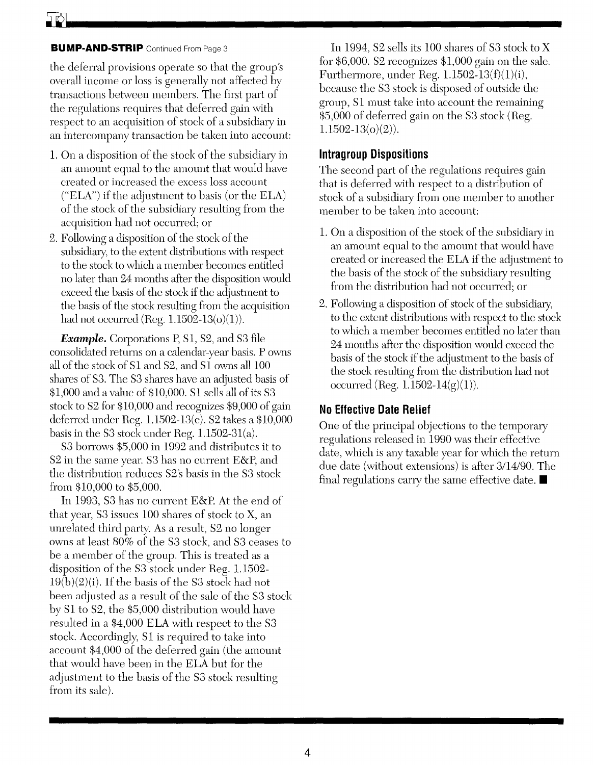**BUMP-AND-STRIP** Continued From Page 3

the deferral provisions operate so that the group's overall income or loss is generally not affected by transactions between members. The first part of the regulations requires that deferred gain with respect to an acquisition of stock of a subsidiary in an intercompany transaction be taken into account:

1. On a disposition of the stock of the subsidiary in an amount equal to the amount that would have created or increased the excess loss account ("ELA") if the adjustment to basis (or the ELA) of the stock of the subsidiary resulting from the acquisition had not occurred; or
2. Following a disposition of the stock of the subsidiary, to the extent distributions with respect to the stock to which a member becomes entitled no later than 24 months after the disposition would exceed the basis of the stock if the adjustment to the basis of the stock resulting from the acquisition had not occurred (Reg. 1.1502-13(o)(1)).

***Example.*** Corporations P, S1, S2, and S3 file consolidated returns on a calendar-year basis. P owns all of the stock of S1 and S2, and S1 owns all 100 shares of S3. The S3 shares have an adjusted basis of $1,000 and a value of $10,000. S1 sells all of its S3 stock to S2 for $10,000 and recognizes $9,000 of gain deferred under Reg. 1.1502-13(c). S2 takes a $10,000 basis in the S3 stock under Reg. 1.1502-31(a).

S3 borrows $5,000 in 1992 and distributes it to S2 in the same year. S3 has no current E&P, and the distribution reduces S2's basis in the S3 stock from $10,000 to $5,000.

In 1993, S3 has no current E&P. At the end of that year, S3 issues 100 shares of stock to X, an unrelated third party. As a result, S2 no longer owns at least 80% of the S3 stock, and S3 ceases to be a member of the group. This is treated as a disposition of the S3 stock under Reg. 1.1502-19(b)(2)(i). If the basis of the S3 stock had not been adjusted as a result of the sale of the S3 stock by S1 to S2, the $5,000 distribution would have resulted in a $4,000 ELA with respect to the S3 stock. Accordingly, S1 is required to take into account $4,000 of the deferred gain (the amount that would have been in the ELA but for the adjustment to the basis of the S3 stock resulting from its sale).

In 1994, S2 sells its 100 shares of S3 stock to X for $6,000. S2 recognizes $1,000 gain on the sale. Furthermore, under Reg. 1.1502-13(f)(1)(i), because the S3 stock is disposed of outside the group, S1 must take into account the remaining $5,000 of deferred gain on the S3 stock (Reg. 1.1502-13(o)(2)).

## Intragroup Dispositions

The second part of the regulations requires gain that is deferred with respect to a distribution of stock of a subsidiary from one member to another member to be taken into account:

1. On a disposition of the stock of the subsidiary in an amount equal to the amount that would have created or increased the ELA if the adjustment to the basis of the stock of the subsidiary resulting from the distribution had not occurred; or
2. Following a disposition of stock of the subsidiary, to the extent distributions with respect to the stock to which a member becomes entitled no later than 24 months after the disposition would exceed the basis of the stock if the adjustment to the basis of the stock resulting from the distribution had not occurred (Reg. 1.1502-14(g)(1)).

## No Effective Date Relief

One of the principal objections to the temporary regulations released in 1990 was their effective date, which is any taxable year for which the return due date (without extensions) is after 3/14/90. The final regulations carry the same effective date. ■